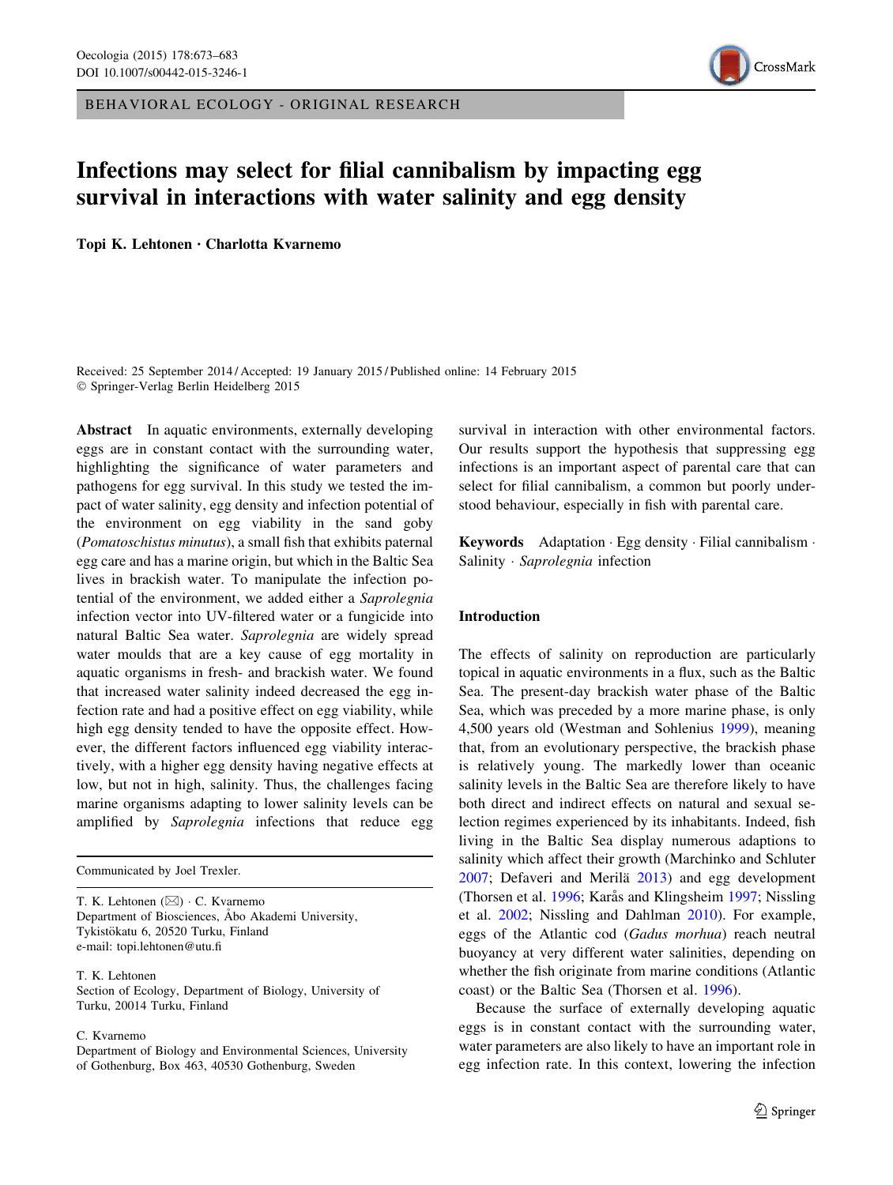BEHAVIORAL ECOLOGY - ORIGINAL RESEARCH

# Infections may select for filial cannibalism by impacting egg survival in interactions with water salinity and egg density

**Topi K. Lehtonen · Charlotta Kvarnemo**

Received: 25 September 2014 / Accepted: 19 January 2015 / Published online: 14 February 2015
© Springer-Verlag Berlin Heidelberg 2015

**Abstract** In aquatic environments, externally developing eggs are in constant contact with the surrounding water, highlighting the significance of water parameters and pathogens for egg survival. In this study we tested the impact of water salinity, egg density and infection potential of the environment on egg viability in the sand goby (*Pomatoschistus minutus*), a small fish that exhibits paternal egg care and has a marine origin, but which in the Baltic Sea lives in brackish water. To manipulate the infection potential of the environment, we added either a *Saprolegnia* infection vector into UV-filtered water or a fungicide into natural Baltic Sea water. *Saprolegnia* are widely spread water moulds that are a key cause of egg mortality in aquatic organisms in fresh- and brackish water. We found that increased water salinity indeed decreased the egg infection rate and had a positive effect on egg viability, while high egg density tended to have the opposite effect. However, the different factors influenced egg viability interactively, with a higher egg density having negative effects at low, but not in high, salinity. Thus, the challenges facing marine organisms adapting to lower salinity levels can be amplified by *Saprolegnia* infections that reduce egg survival in interaction with other environmental factors. Our results support the hypothesis that suppressing egg infections is an important aspect of parental care that can select for filial cannibalism, a common but poorly understood behaviour, especially in fish with parental care.

**Keywords** Adaptation · Egg density · Filial cannibalism · Salinity · *Saprolegnia* infection

Communicated by Joel Trexler.

T. K. Lehtonen (✉) · C. Kvarnemo
Department of Biosciences, Åbo Akademi University, Tykistökatu 6, 20520 Turku, Finland
e-mail: topi.lehtonen@utu.fi

T. K. Lehtonen
Section of Ecology, Department of Biology, University of Turku, 20014 Turku, Finland

C. Kvarnemo
Department of Biology and Environmental Sciences, University of Gothenburg, Box 463, 40530 Gothenburg, Sweden

## Introduction

The effects of salinity on reproduction are particularly topical in aquatic environments in a flux, such as the Baltic Sea. The present-day brackish water phase of the Baltic Sea, which was preceded by a more marine phase, is only 4,500 years old (Westman and Sohlenius 1999), meaning that, from an evolutionary perspective, the brackish phase is relatively young. The markedly lower than oceanic salinity levels in the Baltic Sea are therefore likely to have both direct and indirect effects on natural and sexual selection regimes experienced by its inhabitants. Indeed, fish living in the Baltic Sea display numerous adaptions to salinity which affect their growth (Marchinko and Schluter 2007; Defaveri and Merilä 2013) and egg development (Thorsen et al. 1996; Karås and Klingsheim 1997; Nissling et al. 2002; Nissling and Dahlman 2010). For example, eggs of the Atlantic cod (*Gadus morhua*) reach neutral buoyancy at very different water salinities, depending on whether the fish originate from marine conditions (Atlantic coast) or the Baltic Sea (Thorsen et al. 1996).

Because the surface of externally developing aquatic eggs is in constant contact with the surrounding water, water parameters are also likely to have an important role in egg infection rate. In this context, lowering the infection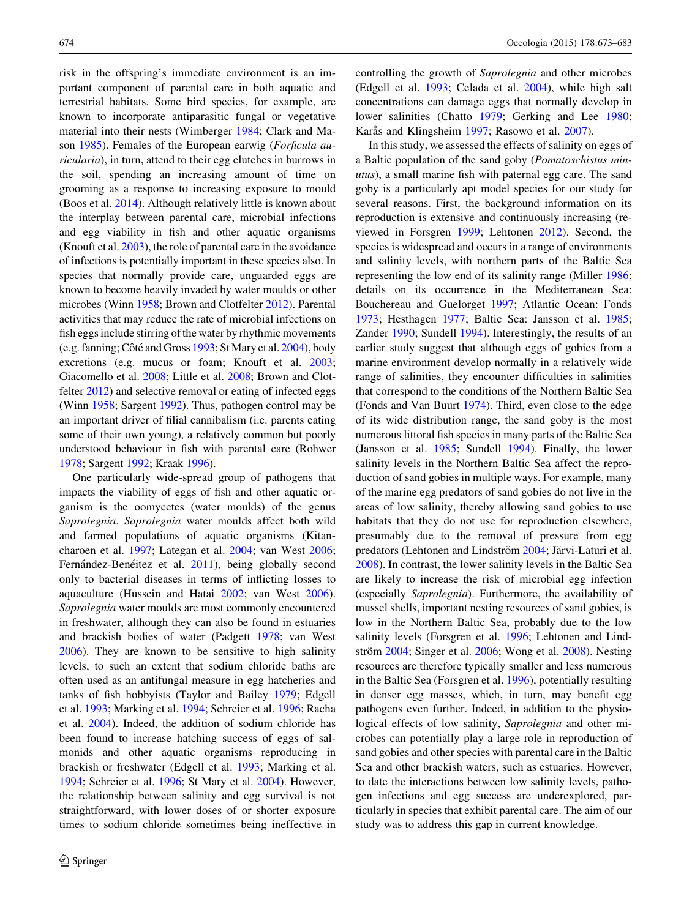risk in the offspring's immediate environment is an important component of parental care in both aquatic and terrestrial habitats. Some bird species, for example, are known to incorporate antiparasitic fungal or vegetative material into their nests (Wimberger 1984; Clark and Mason 1985). Females of the European earwig (*Forficula auricularia*), in turn, attend to their egg clutches in burrows in the soil, spending an increasing amount of time on grooming as a response to increasing exposure to mould (Boos et al. 2014). Although relatively little is known about the interplay between parental care, microbial infections and egg viability in fish and other aquatic organisms (Knouft et al. 2003), the role of parental care in the avoidance of infections is potentially important in these species also. In species that normally provide care, unguarded eggs are known to become heavily invaded by water moulds or other microbes (Winn 1958; Brown and Clotfelter 2012). Parental activities that may reduce the rate of microbial infections on fish eggs include stirring of the water by rhythmic movements (e.g. fanning; Côté and Gross 1993; St Mary et al. 2004), body excretions (e.g. mucus or foam; Knouft et al. 2003; Giacomello et al. 2008; Little et al. 2008; Brown and Clotfelter 2012) and selective removal or eating of infected eggs (Winn 1958; Sargent 1992). Thus, pathogen control may be an important driver of filial cannibalism (i.e. parents eating some of their own young), a relatively common but poorly understood behaviour in fish with parental care (Rohwer 1978; Sargent 1992; Kraak 1996).

One particularly wide-spread group of pathogens that impacts the viability of eggs of fish and other aquatic organism is the oomycetes (water moulds) of the genus *Saprolegnia*. *Saprolegnia* water moulds affect both wild and farmed populations of aquatic organisms (Kitancharoen et al. 1997; Lategan et al. 2004; van West 2006; Fernández-Benéitez et al. 2011), being globally second only to bacterial diseases in terms of inflicting losses to aquaculture (Hussein and Hatai 2002; van West 2006). *Saprolegnia* water moulds are most commonly encountered in freshwater, although they can also be found in estuaries and brackish bodies of water (Padgett 1978; van West 2006). They are known to be sensitive to high salinity levels, to such an extent that sodium chloride baths are often used as an antifungal measure in egg hatcheries and tanks of fish hobbyists (Taylor and Bailey 1979; Edgell et al. 1993; Marking et al. 1994; Schreier et al. 1996; Racha et al. 2004). Indeed, the addition of sodium chloride has been found to increase hatching success of eggs of salmonids and other aquatic organisms reproducing in brackish or freshwater (Edgell et al. 1993; Marking et al. 1994; Schreier et al. 1996; St Mary et al. 2004). However, the relationship between salinity and egg survival is not straightforward, with lower doses of or shorter exposure times to sodium chloride sometimes being ineffective in controlling the growth of *Saprolegnia* and other microbes (Edgell et al. 1993; Celada et al. 2004), while high salt concentrations can damage eggs that normally develop in lower salinities (Chatto 1979; Gerking and Lee 1980; Karås and Klingsheim 1997; Rasowo et al. 2007).

In this study, we assessed the effects of salinity on eggs of a Baltic population of the sand goby (*Pomatoschistus minutus*), a small marine fish with paternal egg care. The sand goby is a particularly apt model species for our study for several reasons. First, the background information on its reproduction is extensive and continuously increasing (reviewed in Forsgren 1999; Lehtonen 2012). Second, the species is widespread and occurs in a range of environments and salinity levels, with northern parts of the Baltic Sea representing the low end of its salinity range (Miller 1986; details on its occurrence in the Mediterranean Sea: Bouchereau and Guelorget 1997; Atlantic Ocean: Fonds 1973; Hesthagen 1977; Baltic Sea: Jansson et al. 1985; Zander 1990; Sundell 1994). Interestingly, the results of an earlier study suggest that although eggs of gobies from a marine environment develop normally in a relatively wide range of salinities, they encounter difficulties in salinities that correspond to the conditions of the Northern Baltic Sea (Fonds and Van Buurt 1974). Third, even close to the edge of its wide distribution range, the sand goby is the most numerous littoral fish species in many parts of the Baltic Sea (Jansson et al. 1985; Sundell 1994). Finally, the lower salinity levels in the Northern Baltic Sea affect the reproduction of sand gobies in multiple ways. For example, many of the marine egg predators of sand gobies do not live in the areas of low salinity, thereby allowing sand gobies to use habitats that they do not use for reproduction elsewhere, presumably due to the removal of pressure from egg predators (Lehtonen and Lindström 2004; Järvi-Laturi et al. 2008). In contrast, the lower salinity levels in the Baltic Sea are likely to increase the risk of microbial egg infection (especially *Saprolegnia*). Furthermore, the availability of mussel shells, important nesting resources of sand gobies, is low in the Northern Baltic Sea, probably due to the low salinity levels (Forsgren et al. 1996; Lehtonen and Lindström 2004; Singer et al. 2006; Wong et al. 2008). Nesting resources are therefore typically smaller and less numerous in the Baltic Sea (Forsgren et al. 1996), potentially resulting in denser egg masses, which, in turn, may benefit egg pathogens even further. Indeed, in addition to the physiological effects of low salinity, *Saprolegnia* and other microbes can potentially play a large role in reproduction of sand gobies and other species with parental care in the Baltic Sea and other brackish waters, such as estuaries. However, to date the interactions between low salinity levels, pathogen infections and egg success are underexplored, particularly in species that exhibit parental care. The aim of our study was to address this gap in current knowledge.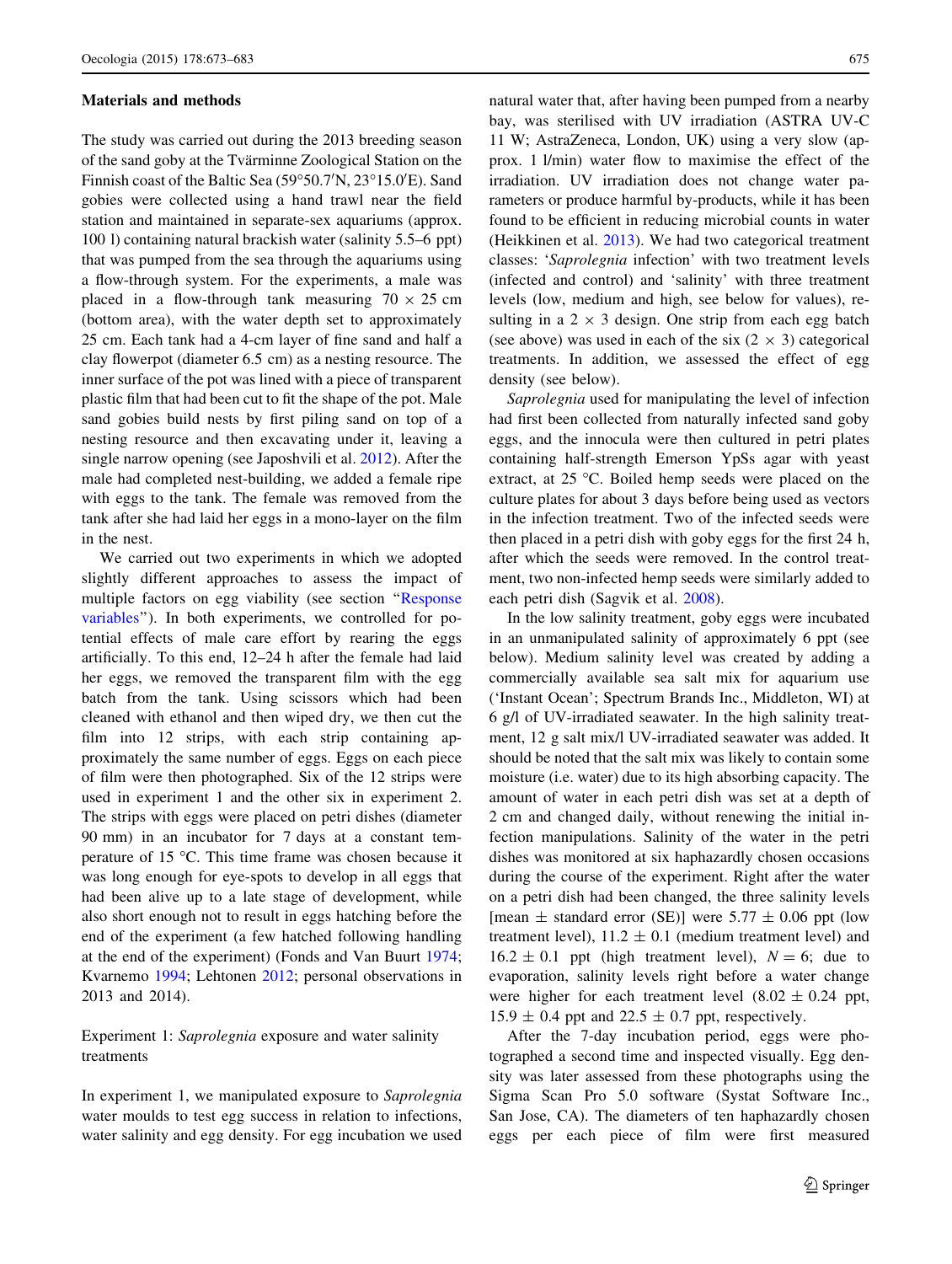**Materials and methods**

The study was carried out during the 2013 breeding season of the sand goby at the Tvärminne Zoological Station on the Finnish coast of the Baltic Sea (59°50.7′N, 23°15.0′E). Sand gobies were collected using a hand trawl near the field station and maintained in separate-sex aquariums (approx. 100 l) containing natural brackish water (salinity 5.5–6 ppt) that was pumped from the sea through the aquariums using a flow-through system. For the experiments, a male was placed in a flow-through tank measuring 70 × 25 cm (bottom area), with the water depth set to approximately 25 cm. Each tank had a 4-cm layer of fine sand and half a clay flowerpot (diameter 6.5 cm) as a nesting resource. The inner surface of the pot was lined with a piece of transparent plastic film that had been cut to fit the shape of the pot. Male sand gobies build nests by first piling sand on top of a nesting resource and then excavating under it, leaving a single narrow opening (see Japoshvili et al. 2012). After the male had completed nest-building, we added a female ripe with eggs to the tank. The female was removed from the tank after she had laid her eggs in a mono-layer on the film in the nest.

We carried out two experiments in which we adopted slightly different approaches to assess the impact of multiple factors on egg viability (see section "Response variables"). In both experiments, we controlled for potential effects of male care effort by rearing the eggs artificially. To this end, 12–24 h after the female had laid her eggs, we removed the transparent film with the egg batch from the tank. Using scissors which had been cleaned with ethanol and then wiped dry, we then cut the film into 12 strips, with each strip containing approximately the same number of eggs. Eggs on each piece of film were then photographed. Six of the 12 strips were used in experiment 1 and the other six in experiment 2. The strips with eggs were placed on petri dishes (diameter 90 mm) in an incubator for 7 days at a constant temperature of 15 °C. This time frame was chosen because it was long enough for eye-spots to develop in all eggs that had been alive up to a late stage of development, while also short enough not to result in eggs hatching before the end of the experiment (a few hatched following handling at the end of the experiment) (Fonds and Van Buurt 1974; Kvarnemo 1994; Lehtonen 2012; personal observations in 2013 and 2014).

Experiment 1: *Saprolegnia* exposure and water salinity treatments

In experiment 1, we manipulated exposure to *Saprolegnia* water moulds to test egg success in relation to infections, water salinity and egg density. For egg incubation we used natural water that, after having been pumped from a nearby bay, was sterilised with UV irradiation (ASTRA UV-C 11 W; AstraZeneca, London, UK) using a very slow (approx. 1 l/min) water flow to maximise the effect of the irradiation. UV irradiation does not change water parameters or produce harmful by-products, while it has been found to be efficient in reducing microbial counts in water (Heikkinen et al. 2013). We had two categorical treatment classes: '*Saprolegnia* infection' with two treatment levels (infected and control) and 'salinity' with three treatment levels (low, medium and high, see below for values), resulting in a 2 × 3 design. One strip from each egg batch (see above) was used in each of the six (2 × 3) categorical treatments. In addition, we assessed the effect of egg density (see below).

*Saprolegnia* used for manipulating the level of infection had first been collected from naturally infected sand goby eggs, and the innocula were then cultured in petri plates containing half-strength Emerson YpSs agar with yeast extract, at 25 °C. Boiled hemp seeds were placed on the culture plates for about 3 days before being used as vectors in the infection treatment. Two of the infected seeds were then placed in a petri dish with goby eggs for the first 24 h, after which the seeds were removed. In the control treatment, two non-infected hemp seeds were similarly added to each petri dish (Sagvik et al. 2008).

In the low salinity treatment, goby eggs were incubated in an unmanipulated salinity of approximately 6 ppt (see below). Medium salinity level was created by adding a commercially available sea salt mix for aquarium use ('Instant Ocean'; Spectrum Brands Inc., Middleton, WI) at 6 g/l of UV-irradiated seawater. In the high salinity treatment, 12 g salt mix/l UV-irradiated seawater was added. It should be noted that the salt mix was likely to contain some moisture (i.e. water) due to its high absorbing capacity. The amount of water in each petri dish was set at a depth of 2 cm and changed daily, without renewing the initial infection manipulations. Salinity of the water in the petri dishes was monitored at six haphazardly chosen occasions during the course of the experiment. Right after the water on a petri dish had been changed, the three salinity levels [mean ± standard error (SE)] were 5.77 ± 0.06 ppt (low treatment level), 11.2 ± 0.1 (medium treatment level) and 16.2 ± 0.1 ppt (high treatment level), $N = 6$; due to evaporation, salinity levels right before a water change were higher for each treatment level (8.02 ± 0.24 ppt, 15.9 ± 0.4 ppt and 22.5 ± 0.7 ppt, respectively.

After the 7-day incubation period, eggs were photographed a second time and inspected visually. Egg density was later assessed from these photographs using the Sigma Scan Pro 5.0 software (Systat Software Inc., San Jose, CA). The diameters of ten haphazardly chosen eggs per each piece of film were first measured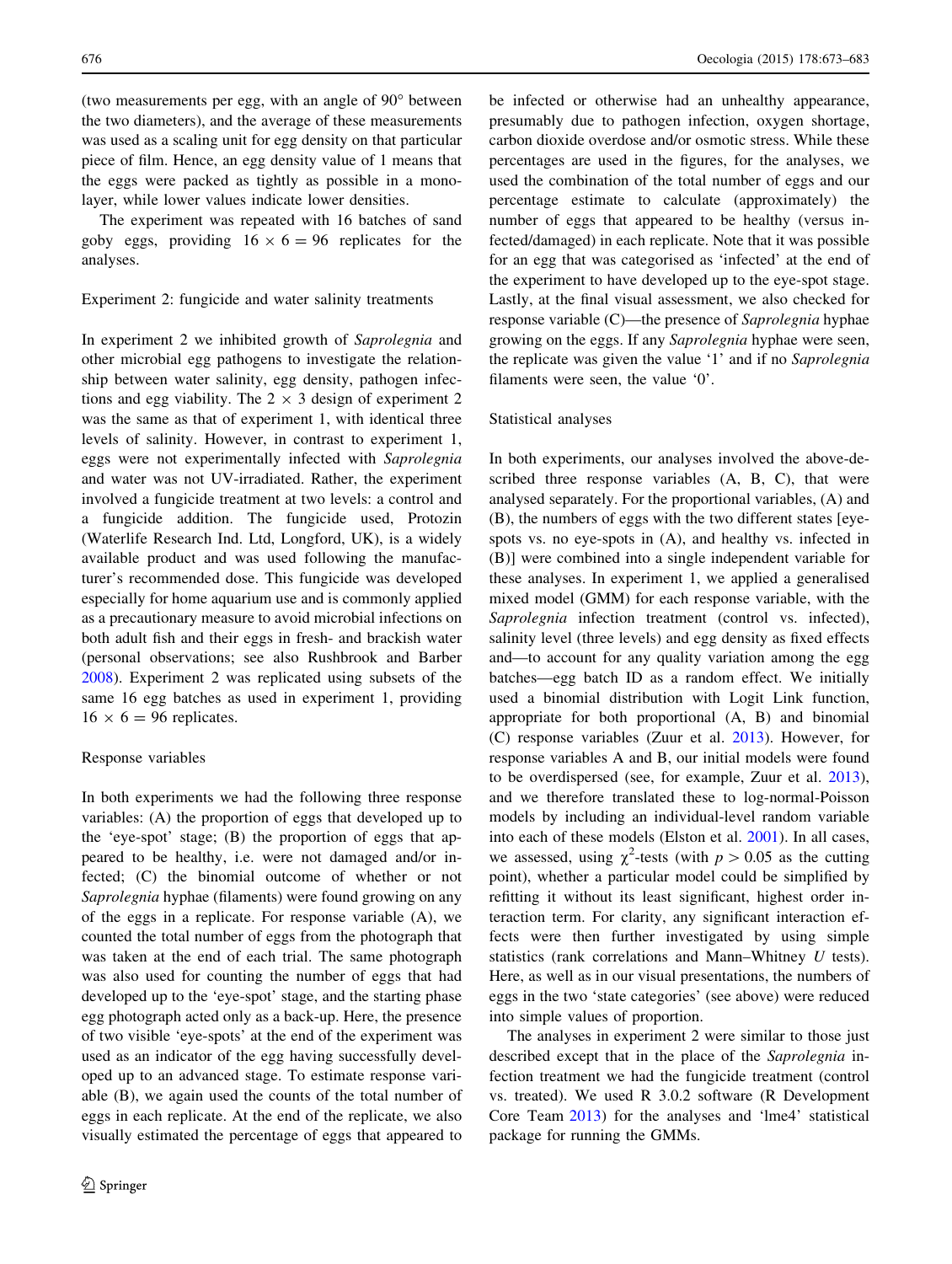(two measurements per egg, with an angle of 90° between the two diameters), and the average of these measurements was used as a scaling unit for egg density on that particular piece of film. Hence, an egg density value of 1 means that the eggs were packed as tightly as possible in a monolayer, while lower values indicate lower densities.

The experiment was repeated with 16 batches of sand goby eggs, providing $16 \times 6 = 96$ replicates for the analyses.

### Experiment 2: fungicide and water salinity treatments

In experiment 2 we inhibited growth of *Saprolegnia* and other microbial egg pathogens to investigate the relationship between water salinity, egg density, pathogen infections and egg viability. The $2 \times 3$ design of experiment 2 was the same as that of experiment 1, with identical three levels of salinity. However, in contrast to experiment 1, eggs were not experimentally infected with *Saprolegnia* and water was not UV-irradiated. Rather, the experiment involved a fungicide treatment at two levels: a control and a fungicide addition. The fungicide used, Protozin (Waterlife Research Ind. Ltd, Longford, UK), is a widely available product and was used following the manufacturer's recommended dose. This fungicide was developed especially for home aquarium use and is commonly applied as a precautionary measure to avoid microbial infections on both adult fish and their eggs in fresh- and brackish water (personal observations; see also Rushbrook and Barber 2008). Experiment 2 was replicated using subsets of the same 16 egg batches as used in experiment 1, providing $16 \times 6 = 96$ replicates.

### Response variables

In both experiments we had the following three response variables: (A) the proportion of eggs that developed up to the 'eye-spot' stage; (B) the proportion of eggs that appeared to be healthy, i.e. were not damaged and/or infected; (C) the binomial outcome of whether or not *Saprolegnia* hyphae (filaments) were found growing on any of the eggs in a replicate. For response variable (A), we counted the total number of eggs from the photograph that was taken at the end of each trial. The same photograph was also used for counting the number of eggs that had developed up to the 'eye-spot' stage, and the starting phase egg photograph acted only as a back-up. Here, the presence of two visible 'eye-spots' at the end of the experiment was used as an indicator of the egg having successfully developed up to an advanced stage. To estimate response variable (B), we again used the counts of the total number of eggs in each replicate. At the end of the replicate, we also visually estimated the percentage of eggs that appeared to be infected or otherwise had an unhealthy appearance, presumably due to pathogen infection, oxygen shortage, carbon dioxide overdose and/or osmotic stress. While these percentages are used in the figures, for the analyses, we used the combination of the total number of eggs and our percentage estimate to calculate (approximately) the number of eggs that appeared to be healthy (versus infected/damaged) in each replicate. Note that it was possible for an egg that was categorised as 'infected' at the end of the experiment to have developed up to the eye-spot stage. Lastly, at the final visual assessment, we also checked for response variable (C)—the presence of *Saprolegnia* hyphae growing on the eggs. If any *Saprolegnia* hyphae were seen, the replicate was given the value '1' and if no *Saprolegnia* filaments were seen, the value '0'.

### Statistical analyses

In both experiments, our analyses involved the above-described three response variables (A, B, C), that were analysed separately. For the proportional variables, (A) and (B), the numbers of eggs with the two different states [eye-spots vs. no eye-spots in (A), and healthy vs. infected in (B)] were combined into a single independent variable for these analyses. In experiment 1, we applied a generalised mixed model (GMM) for each response variable, with the *Saprolegnia* infection treatment (control vs. infected), salinity level (three levels) and egg density as fixed effects and—to account for any quality variation among the egg batches—egg batch ID as a random effect. We initially used a binomial distribution with Logit Link function, appropriate for both proportional (A, B) and binomial (C) response variables (Zuur et al. 2013). However, for response variables A and B, our initial models were found to be overdispersed (see, for example, Zuur et al. 2013), and we therefore translated these to log-normal-Poisson models by including an individual-level random variable into each of these models (Elston et al. 2001). In all cases, we assessed, using $\chi^2$-tests (with $p > 0.05$ as the cutting point), whether a particular model could be simplified by refitting it without its least significant, highest order interaction term. For clarity, any significant interaction effects were then further investigated by using simple statistics (rank correlations and Mann–Whitney $U$ tests). Here, as well as in our visual presentations, the numbers of eggs in the two 'state categories' (see above) were reduced into simple values of proportion.

The analyses in experiment 2 were similar to those just described except that in the place of the *Saprolegnia* infection treatment we had the fungicide treatment (control vs. treated). We used R 3.0.2 software (R Development Core Team 2013) for the analyses and 'lme4' statistical package for running the GMMs.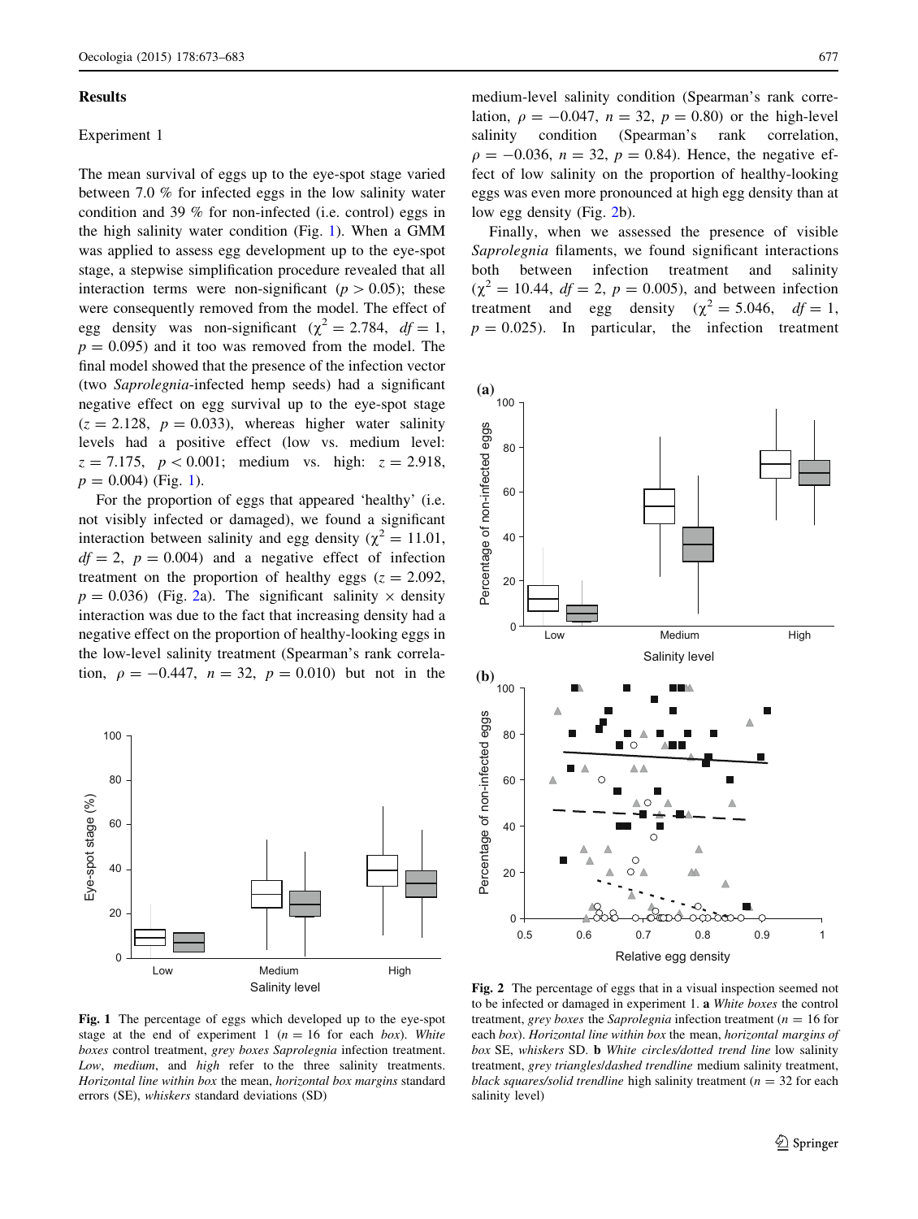## Results

### Experiment 1

The mean survival of eggs up to the eye-spot stage varied between 7.0 % for infected eggs in the low salinity water condition and 39 % for non-infected (i.e. control) eggs in the high salinity water condition (Fig. 1). When a GMM was applied to assess egg development up to the eye-spot stage, a stepwise simplification procedure revealed that all interaction terms were non-significant ($p > 0.05$); these were consequently removed from the model. The effect of egg density was non-significant ($\chi^2 = 2.784$, $df = 1$, $p = 0.095$) and it too was removed from the model. The final model showed that the presence of the infection vector (two *Saprolegnia*-infected hemp seeds) had a significant negative effect on egg survival up to the eye-spot stage ($z = 2.128$, $p = 0.033$), whereas higher water salinity levels had a positive effect (low vs. medium level: $z = 7.175$, $p < 0.001$; medium vs. high: $z = 2.918$, $p = 0.004$) (Fig. 1).

For the proportion of eggs that appeared 'healthy' (i.e. not visibly infected or damaged), we found a significant interaction between salinity and egg density ($\chi^2 = 11.01$, $df = 2$, $p = 0.004$) and a negative effect of infection treatment on the proportion of healthy eggs ($z = 2.092$, $p = 0.036$) (Fig. 2a). The significant salinity × density interaction was due to the fact that increasing density had a negative effect on the proportion of healthy-looking eggs in the low-level salinity treatment (Spearman's rank correlation, $\rho = -0.447$, $n = 32$, $p = 0.010$) but not in the medium-level salinity condition (Spearman's rank correlation, $\rho = -0.047$, $n = 32$, $p = 0.80$) or the high-level salinity condition (Spearman's rank correlation, $\rho = -0.036$, $n = 32$, $p = 0.84$). Hence, the negative effect of low salinity on the proportion of healthy-looking eggs was even more pronounced at high egg density than at low egg density (Fig. 2b).

Finally, when we assessed the presence of visible *Saprolegnia* filaments, we found significant interactions both between infection treatment and salinity ($\chi^2 = 10.44$, $df = 2$, $p = 0.005$), and between infection treatment and egg density ($\chi^2 = 5.046$, $df = 1$, $p = 0.025$). In particular, the infection treatment

**Fig. 1** The percentage of eggs which developed up to the eye-spot stage at the end of experiment 1 ($n = 16$ for each *box*). *White boxes* control treatment, *grey boxes Saprolegnia* infection treatment. *Low*, *medium*, and *high* refer to the three salinity treatments. *Horizontal line within box* the mean, *horizontal box margins* standard errors (SE), *whiskers* standard deviations (SD)

**Fig. 2** The percentage of eggs that in a visual inspection seemed not to be infected or damaged in experiment 1. **a** *White boxes* the control treatment, *grey boxes* the *Saprolegnia* infection treatment ($n = 16$ for each box). *Horizontal line within box* the mean, *horizontal margins of box* SE, *whiskers* SD. **b** *White circles/dotted trend line* low salinity treatment, *grey triangles/dashed trendline* medium salinity treatment, *black squares/solid trendline* high salinity treatment ($n = 32$ for each salinity level)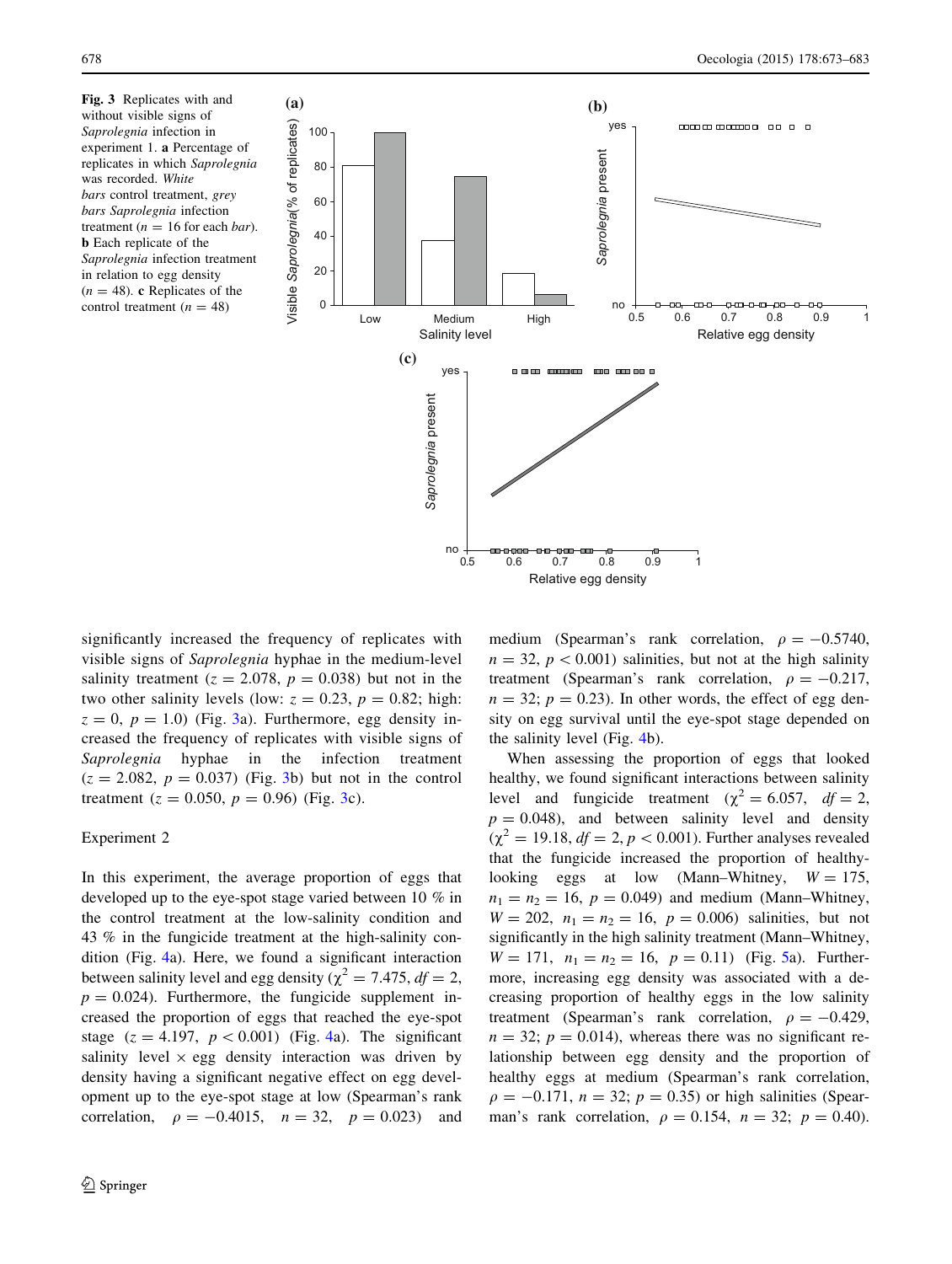**Fig. 3** Replicates with and without visible signs of *Saprolegnia* infection in experiment 1. **a** Percentage of replicates in which *Saprolegnia* was recorded. *White bars* control treatment, *grey bars Saprolegnia* infection treatment ($n = 16$ for each *bar*). **b** Each replicate of the *Saprolegnia* infection treatment in relation to egg density ($n = 48$). **c** Replicates of the control treatment ($n = 48$)

significantly increased the frequency of replicates with visible signs of *Saprolegnia* hyphae in the medium-level salinity treatment ($z = 2.078$, $p = 0.038$) but not in the two other salinity levels (low: $z = 0.23$, $p = 0.82$; high: $z = 0$, $p = 1.0$) (Fig. 3a). Furthermore, egg density increased the frequency of replicates with visible signs of *Saprolegnia* hyphae in the infection treatment ($z = 2.082$, $p = 0.037$) (Fig. 3b) but not in the control treatment ($z = 0.050$, $p = 0.96$) (Fig. 3c).

## Experiment 2

In this experiment, the average proportion of eggs that developed up to the eye-spot stage varied between 10 % in the control treatment at the low-salinity condition and 43 % in the fungicide treatment at the high-salinity condition (Fig. 4a). Here, we found a significant interaction between salinity level and egg density ($\chi^2 = 7.475$, $df = 2$, $p = 0.024$). Furthermore, the fungicide supplement increased the proportion of eggs that reached the eye-spot stage ($z = 4.197$, $p < 0.001$) (Fig. 4a). The significant salinity level × egg density interaction was driven by density having a significant negative effect on egg development up to the eye-spot stage at low (Spearman's rank correlation, $\rho = -0.4015$, $n = 32$, $p = 0.023$) and medium (Spearman's rank correlation, $\rho = -0.5740$, $n = 32$, $p < 0.001$) salinities, but not at the high salinity treatment (Spearman's rank correlation, $\rho = -0.217$, $n = 32$; $p = 0.23$). In other words, the effect of egg density on egg survival until the eye-spot stage depended on the salinity level (Fig. 4b).

When assessing the proportion of eggs that looked healthy, we found significant interactions between salinity level and fungicide treatment ($\chi^2 = 6.057$, $df = 2$, $p = 0.048$), and between salinity level and density ($\chi^2 = 19.18$, $df = 2$, $p < 0.001$). Further analyses revealed that the fungicide increased the proportion of healthy-looking eggs at low (Mann–Whitney, $W = 175$, $n_1 = n_2 = 16$, $p = 0.049$) and medium (Mann–Whitney, $W = 202$, $n_1 = n_2 = 16$, $p = 0.006$) salinities, but not significantly in the high salinity treatment (Mann–Whitney, $W = 171$, $n_1 = n_2 = 16$, $p = 0.11$) (Fig. 5a). Furthermore, increasing egg density was associated with a decreasing proportion of healthy eggs in the low salinity treatment (Spearman's rank correlation, $\rho = -0.429$, $n = 32$; $p = 0.014$), whereas there was no significant relationship between egg density and the proportion of healthy eggs at medium (Spearman's rank correlation, $\rho = -0.171$, $n = 32$; $p = 0.35$) or high salinities (Spearman's rank correlation, $\rho = 0.154$, $n = 32$; $p = 0.40$).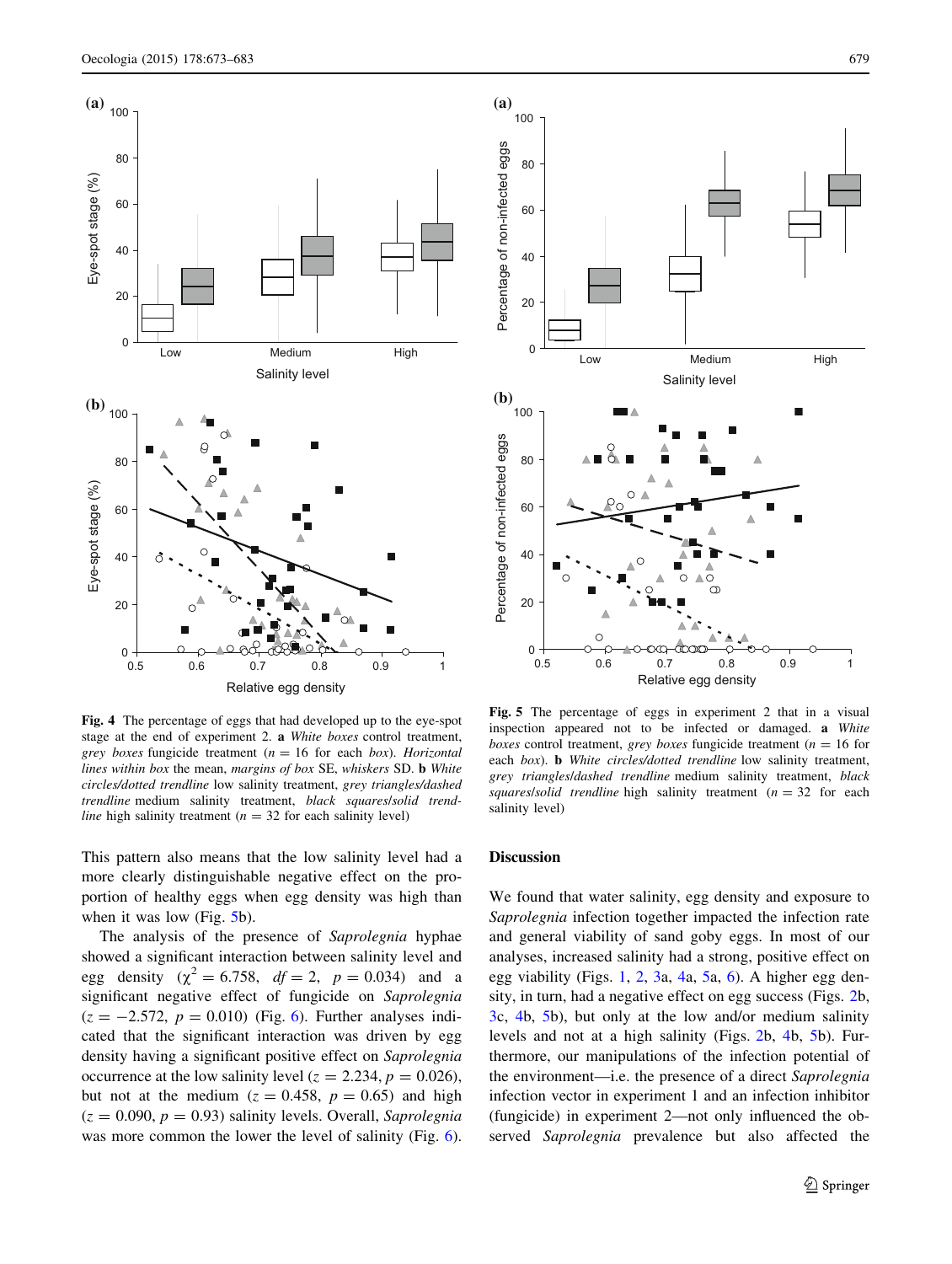**Fig. 4** The percentage of eggs that had developed up to the eye-spot stage at the end of experiment 2. **a** *White boxes* control treatment, *grey boxes* fungicide treatment ($n = 16$ for each *box*). *Horizontal lines within box* the mean, *margins of box* SE, *whiskers* SD. **b** *White circles/dotted trendline* low salinity treatment, *grey triangles/dashed trendline* medium salinity treatment, *black squares/solid trendline* high salinity treatment ($n = 32$ for each salinity level)

**Fig. 5** The percentage of eggs in experiment 2 that in a visual inspection appeared not to be infected or damaged. **a** *White boxes* control treatment, *grey boxes* fungicide treatment ($n = 16$ for each *box*). **b** *White circles/dotted trendline* low salinity treatment, *grey triangles/dashed trendline* medium salinity treatment, *black squares/solid trendline* high salinity treatment ($n = 32$ for each salinity level)

This pattern also means that the low salinity level had a more clearly distinguishable negative effect on the proportion of healthy eggs when egg density was high than when it was low (Fig. 5b).

The analysis of the presence of *Saprolegnia* hyphae showed a significant interaction between salinity level and egg density ($\chi^2 = 6.758$, $df = 2$, $p = 0.034$) and a significant negative effect of fungicide on *Saprolegnia* ($z = -2.572$, $p = 0.010$) (Fig. 6). Further analyses indicated that the significant interaction was driven by egg density having a significant positive effect on *Saprolegnia* occurrence at the low salinity level ($z = 2.234$, $p = 0.026$), but not at the medium ($z = 0.458$, $p = 0.65$) and high ($z = 0.090$, $p = 0.93$) salinity levels. Overall, *Saprolegnia* was more common the lower the level of salinity (Fig. 6).

## Discussion

We found that water salinity, egg density and exposure to *Saprolegnia* infection together impacted the infection rate and general viability of sand goby eggs. In most of our analyses, increased salinity had a strong, positive effect on egg viability (Figs. 1, 2, 3a, 4a, 5a, 6). A higher egg density, in turn, had a negative effect on egg success (Figs. 2b, 3c, 4b, 5b), but only at the low and/or medium salinity levels and not at a high salinity (Figs. 2b, 4b, 5b). Furthermore, our manipulations of the infection potential of the environment—i.e. the presence of a direct *Saprolegnia* infection vector in experiment 1 and an infection inhibitor (fungicide) in experiment 2—not only influenced the observed *Saprolegnia* prevalence but also affected the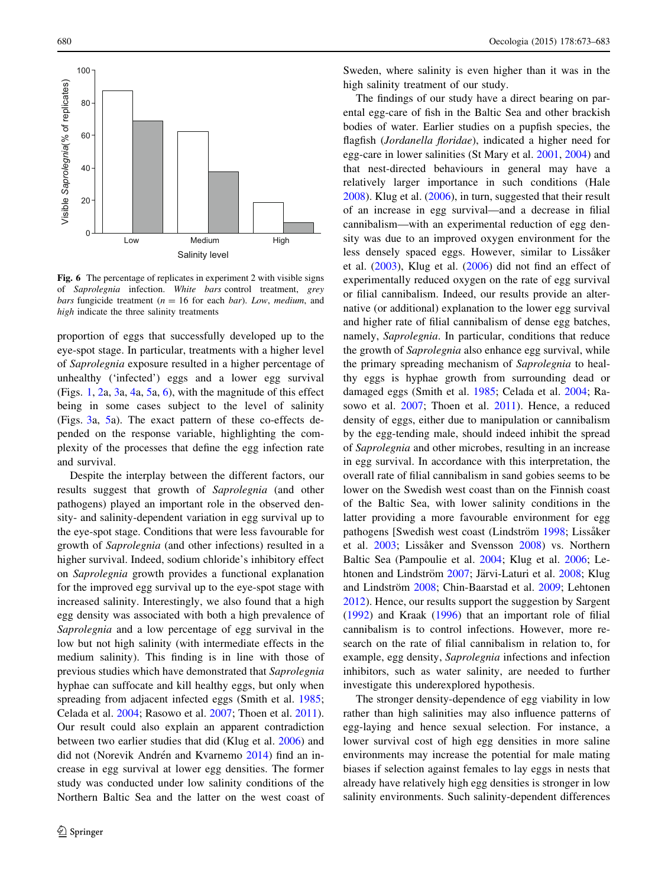**Fig. 6** The percentage of replicates in experiment 2 with visible signs of *Saprolegnia* infection. *White bars* control treatment, *grey bars* fungicide treatment ($n = 16$ for each *bar*). *Low*, *medium*, and *high* indicate the three salinity treatments

proportion of eggs that successfully developed up to the eye-spot stage. In particular, treatments with a higher level of *Saprolegnia* exposure resulted in a higher percentage of unhealthy ('infected') eggs and a lower egg survival (Figs. 1, 2a, 3a, 4a, 5a, 6), with the magnitude of this effect being in some cases subject to the level of salinity (Figs. 3a, 5a). The exact pattern of these co-effects depended on the response variable, highlighting the complexity of the processes that define the egg infection rate and survival.

Despite the interplay between the different factors, our results suggest that growth of *Saprolegnia* (and other pathogens) played an important role in the observed density- and salinity-dependent variation in egg survival up to the eye-spot stage. Conditions that were less favourable for growth of *Saprolegnia* (and other infections) resulted in a higher survival. Indeed, sodium chloride's inhibitory effect on *Saprolegnia* growth provides a functional explanation for the improved egg survival up to the eye-spot stage with increased salinity. Interestingly, we also found that a high egg density was associated with both a high prevalence of *Saprolegnia* and a low percentage of egg survival in the low but not high salinity (with intermediate effects in the medium salinity). This finding is in line with those of previous studies which have demonstrated that *Saprolegnia* hyphae can suffocate and kill healthy eggs, but only when spreading from adjacent infected eggs (Smith et al. 1985; Celada et al. 2004; Rasowo et al. 2007; Thoen et al. 2011). Our result could also explain an apparent contradiction between two earlier studies that did (Klug et al. 2006) and did not (Norevik Andrén and Kvarnemo 2014) find an increase in egg survival at lower egg densities. The former study was conducted under low salinity conditions of the Northern Baltic Sea and the latter on the west coast of Sweden, where salinity is even higher than it was in the high salinity treatment of our study.

The findings of our study have a direct bearing on parental egg-care of fish in the Baltic Sea and other brackish bodies of water. Earlier studies on a pupfish species, the flagfish (*Jordanella floridae*), indicated a higher need for egg-care in lower salinities (St Mary et al. 2001, 2004) and that nest-directed behaviours in general may have a relatively larger importance in such conditions (Hale 2008). Klug et al. (2006), in turn, suggested that their result of an increase in egg survival—and a decrease in filial cannibalism—with an experimental reduction of egg density was due to an improved oxygen environment for the less densely spaced eggs. However, similar to Lissåker et al. (2003), Klug et al. (2006) did not find an effect of experimentally reduced oxygen on the rate of egg survival or filial cannibalism. Indeed, our results provide an alternative (or additional) explanation to the lower egg survival and higher rate of filial cannibalism of dense egg batches, namely, *Saprolegnia*. In particular, conditions that reduce the growth of *Saprolegnia* also enhance egg survival, while the primary spreading mechanism of *Saprolegnia* to healthy eggs is hyphae growth from surrounding dead or damaged eggs (Smith et al. 1985; Celada et al. 2004; Rasowo et al. 2007; Thoen et al. 2011). Hence, a reduced density of eggs, either due to manipulation or cannibalism by the egg-tending male, should indeed inhibit the spread of *Saprolegnia* and other microbes, resulting in an increase in egg survival. In accordance with this interpretation, the overall rate of filial cannibalism in sand gobies seems to be lower on the Swedish west coast than on the Finnish coast of the Baltic Sea, with lower salinity conditions in the latter providing a more favourable environment for egg pathogens [Swedish west coast (Lindström 1998; Lissåker et al. 2003; Lissåker and Svensson 2008) vs. Northern Baltic Sea (Pampoulie et al. 2004; Klug et al. 2006; Lehtonen and Lindström 2007; Järvi-Laturi et al. 2008; Klug and Lindström 2008; Chin-Baarstad et al. 2009; Lehtonen 2012). Hence, our results support the suggestion by Sargent (1992) and Kraak (1996) that an important role of filial cannibalism is to control infections. However, more research on the rate of filial cannibalism in relation to, for example, egg density, *Saprolegnia* infections and infection inhibitors, such as water salinity, are needed to further investigate this underexplored hypothesis.

The stronger density-dependence of egg viability in low rather than high salinities may also influence patterns of egg-laying and hence sexual selection. For instance, a lower survival cost of high egg densities in more saline environments may increase the potential for male mating biases if selection against females to lay eggs in nests that already have relatively high egg densities is stronger in low salinity environments. Such salinity-dependent differences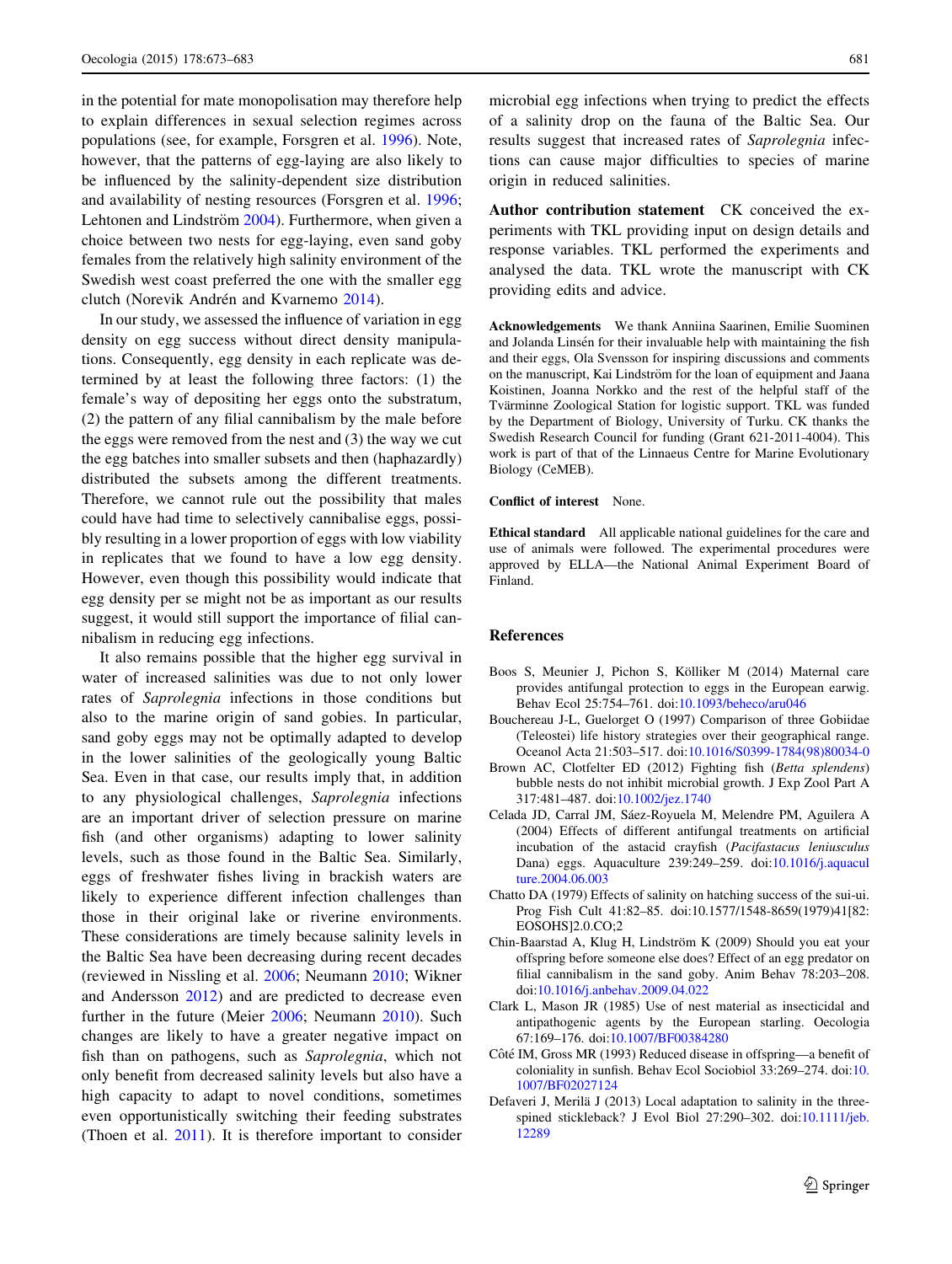in the potential for mate monopolisation may therefore help to explain differences in sexual selection regimes across populations (see, for example, Forsgren et al. 1996). Note, however, that the patterns of egg-laying are also likely to be influenced by the salinity-dependent size distribution and availability of nesting resources (Forsgren et al. 1996; Lehtonen and Lindström 2004). Furthermore, when given a choice between two nests for egg-laying, even sand goby females from the relatively high salinity environment of the Swedish west coast preferred the one with the smaller egg clutch (Norevik Andrén and Kvarnemo 2014).

In our study, we assessed the influence of variation in egg density on egg success without direct density manipulations. Consequently, egg density in each replicate was determined by at least the following three factors: (1) the female's way of depositing her eggs onto the substratum, (2) the pattern of any filial cannibalism by the male before the eggs were removed from the nest and (3) the way we cut the egg batches into smaller subsets and then (haphazardly) distributed the subsets among the different treatments. Therefore, we cannot rule out the possibility that males could have had time to selectively cannibalise eggs, possibly resulting in a lower proportion of eggs with low viability in replicates that we found to have a low egg density. However, even though this possibility would indicate that egg density per se might not be as important as our results suggest, it would still support the importance of filial cannibalism in reducing egg infections.

It also remains possible that the higher egg survival in water of increased salinities was due to not only lower rates of *Saprolegnia* infections in those conditions but also to the marine origin of sand gobies. In particular, sand goby eggs may not be optimally adapted to develop in the lower salinities of the geologically young Baltic Sea. Even in that case, our results imply that, in addition to any physiological challenges, *Saprolegnia* infections are an important driver of selection pressure on marine fish (and other organisms) adapting to lower salinity levels, such as those found in the Baltic Sea. Similarly, eggs of freshwater fishes living in brackish waters are likely to experience different infection challenges than those in their original lake or riverine environments. These considerations are timely because salinity levels in the Baltic Sea have been decreasing during recent decades (reviewed in Nissling et al. 2006; Neumann 2010; Wikner and Andersson 2012) and are predicted to decrease even further in the future (Meier 2006; Neumann 2010). Such changes are likely to have a greater negative impact on fish than on pathogens, such as *Saprolegnia*, which not only benefit from decreased salinity levels but also have a high capacity to adapt to novel conditions, sometimes even opportunistically switching their feeding substrates (Thoen et al. 2011). It is therefore important to consider microbial egg infections when trying to predict the effects of a salinity drop on the fauna of the Baltic Sea. Our results suggest that increased rates of *Saprolegnia* infections can cause major difficulties to species of marine origin in reduced salinities.

**Author contribution statement** CK conceived the experiments with TKL providing input on design details and response variables. TKL performed the experiments and analysed the data. TKL wrote the manuscript with CK providing edits and advice.

**Acknowledgements** We thank Anniina Saarinen, Emilie Suominen and Jolanda Linsén for their invaluable help with maintaining the fish and their eggs, Ola Svensson for inspiring discussions and comments on the manuscript, Kai Lindström for the loan of equipment and Jaana Koistinen, Joanna Norkko and the rest of the helpful staff of the Tvärminne Zoological Station for logistic support. TKL was funded by the Department of Biology, University of Turku. CK thanks the Swedish Research Council for funding (Grant 621-2011-4004). This work is part of that of the Linnaeus Centre for Marine Evolutionary Biology (CeMEB).

**Conflict of interest** None.

**Ethical standard** All applicable national guidelines for the care and use of animals were followed. The experimental procedures were approved by ELLA—the National Animal Experiment Board of Finland.

## References

Boos S, Meunier J, Pichon S, Kölliker M (2014) Maternal care provides antifungal protection to eggs in the European earwig. Behav Ecol 25:754–761. doi:10.1093/beheco/aru046

Bouchereau J-L, Guelorget O (1997) Comparison of three Gobiidae (Teleostei) life history strategies over their geographical range. Oceanol Acta 21:503–517. doi:10.1016/S0399-1784(98)80034-0

Brown AC, Clotfelter ED (2012) Fighting fish (*Betta splendens*) bubble nests do not inhibit microbial growth. J Exp Zool Part A 317:481–487. doi:10.1002/jez.1740

Celada JD, Carral JM, Sáez-Royuela M, Melendre PM, Aguilera A (2004) Effects of different antifungal treatments on artificial incubation of the astacid crayfish (*Pacifastacus leniusculus* Dana) eggs. Aquaculture 239:249–259. doi:10.1016/j.aquaculture.2004.06.003

Chatto DA (1979) Effects of salinity on hatching success of the sui-ui. Prog Fish Cult 41:82–85. doi:10.1577/1548-8659(1979)41[82:EOSOHS]2.0.CO;2

Chin-Baarstad A, Klug H, Lindström K (2009) Should you eat your offspring before someone else does? Effect of an egg predator on filial cannibalism in the sand goby. Anim Behav 78:203–208. doi:10.1016/j.anbehav.2009.04.022

Clark L, Mason JR (1985) Use of nest material as insecticidal and antipathogenic agents by the European starling. Oecologia 67:169–176. doi:10.1007/BF00384280

Côté IM, Gross MR (1993) Reduced disease in offspring—a benefit of coloniality in sunfish. Behav Ecol Sociobiol 33:269–274. doi:10.1007/BF02027124

Defaveri J, Merilä J (2013) Local adaptation to salinity in the three-spined stickleback? J Evol Biol 27:290–302. doi:10.1111/jeb.12289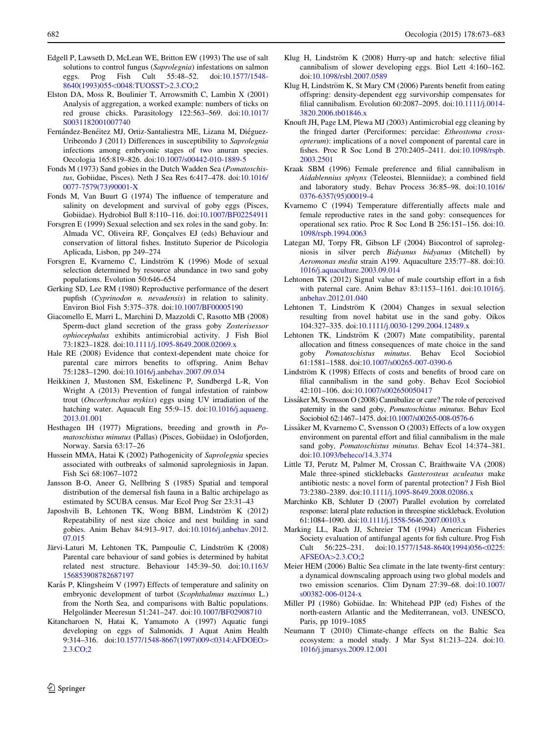Edgell P, Lawseth D, McLean WE, Britton EW (1993) The use of salt solutions to control fungus (*Saprolegnia*) infestations on salmon eggs. Prog Fish Cult 55:48–52. doi:10.1577/1548-8640(1993)055<0048:TUOSST>2.3.CO;2

Elston DA, Moss R, Boulinier T, Arrowsmith C, Lambin X (2001) Analysis of aggregation, a worked example: numbers of ticks on red grouse chicks. Parasitology 122:563–569. doi:10.1017/S0031182001007740

Fernández-Benéitez MJ, Ortiz-Santaliestra ME, Lizana M, Diéguez-Uribeondo J (2011) Differences in susceptibility to *Saprolegnia* infections among embryonic stages of two anuran species. Oecologia 165:819–826. doi:10.1007/s00442-010-1889-5

Fonds M (1973) Sand gobies in the Dutch Wadden Sea (*Pomatoschistus*, Gobiidae, Pisces). Neth J Sea Res 6:417–478. doi:10.1016/0077-7579(73)90001-X

Fonds M, Van Buurt G (1974) The influence of temperature and salinity on development and survival of goby eggs (Pisces, Gobiidae). Hydrobiol Bull 8:110–116. doi:10.1007/BF02254911

Forsgren E (1999) Sexual selection and sex roles in the sand goby. In: Almada VC, Oliveira RF, Gonçalves EJ (eds) Behaviour and conservation of littoral fishes. Instituto Superior de Psicologia Aplicada, Lisbon, pp 249–274

Forsgren E, Kvarnemo C, Lindström K (1996) Mode of sexual selection determined by resource abundance in two sand goby populations. Evolution 50:646–654

Gerking SD, Lee RM (1980) Reproductive performance of the desert pupfish (*Cyprinodon n. nevadensis*) in relation to salinity. Environ Biol Fish 5:375–378. doi:10.1007/BF00005190

Giacomello E, Marri L, Marchini D, Mazzoldi C, Rasotto MB (2008) Sperm-duct gland secretion of the grass goby *Zostersessor ophiocephalus* exhibits antimicrobial activity. J Fish Biol 73:1823–1828. doi:10.1111/j.1095-8649.2008.02069.x

Hale RE (2008) Evidence that context-dependent mate choice for parental care mirrors benefits to offspring. Anim Behav 75:1283–1290. doi:10.1016/j.anbehav.2007.09.034

Heikkinen J, Mustonen SM, Eskelinenc P, Sundbergd L-R, Von Wright A (2013) Prevention of fungal infestation of rainbow trout (*Oncorhynchus mykiss*) eggs using UV irradiation of the hatching water. Aquacult Eng 55:9–15. doi:10.1016/j.aquaeng.2013.01.001

Hesthagen IH (1977) Migrations, breeding and growth in *Pomatoschistus minutus* (Pallas) (Pisces, Gobiidae) in Oslofjorden, Norway. Sarsia 63:17–26

Hussein MMA, Hatai K (2002) Pathogenicity of *Saprolegnia* species associated with outbreaks of salmonid saprolegniosis in Japan. Fish Sci 68:1067–1072

Jansson B-O, Aneer G, Nellbring S (1985) Spatial and temporal distribution of the demersal fish fauna in a Baltic archipelago as estimated by SCUBA census. Mar Ecol Prog Ser 23:31–43

Japoshvili B, Lehtonen TK, Wong BBM, Lindström K (2012) Repeatability of nest size choice and nest building in sand gobies. Anim Behav 84:913–917. doi:10.1016/j.anbehav.2012.07.015

Järvi-Laturi M, Lehtonen TK, Pampoulie C, Lindström K (2008) Parental care behaviour of sand gobies is determined by habitat related nest structure. Behaviour 145:39–50. doi:10.1163/156853908782687197

Karås P, Klingsheim V (1997) Effects of temperature and salinity on embryonic development of turbot (*Scophthalmus maximus* L.) from the North Sea, and comparisons with Baltic populations. Helgoländer Meeresun 51:241–247. doi:10.1007/BF02908710

Kitancharoen N, Hatai K, Yamamoto A (1997) Aquatic fungi developing on eggs of Salmonids. J Aquat Anim Health 9:314–316. doi:10.1577/1548-8667(1997)009<0314:AFDOEO>2.3.CO;2

Klug H, Lindström K (2008) Hurry-up and hatch: selective filial cannibalism of slower developing eggs. Biol Lett 4:160–162. doi:10.1098/rsbl.2007.0589

Klug H, Lindström K, St Mary CM (2006) Parents benefit from eating offspring: density-dependent egg survivorship compensates for filial cannibalism. Evolution 60:2087–2095. doi:10.1111/j.0014-3820.2006.tb01846.x

Knouft JH, Page LM, Plewa MJ (2003) Antimicrobial egg cleaning by the fringed darter (Perciformes: percidae: *Etheostoma crossopterum*): implications of a novel component of parental care in fishes. Proc R Soc Lond B 270:2405–2411. doi:10.1098/rspb.2003.2501

Kraak SBM (1996) Female preference and filial cannibalism in *Aidablennius sphynx* (Teleostei, Blenniidae); a combined field and laboratory study. Behav Process 36:85–98. doi:10.1016/0376-6357(95)00019-4

Kvarnemo C (1994) Temperature differentially affects male and female reproductive rates in the sand goby: consequences for operational sex ratio. Proc R Soc Lond B 256:151–156. doi:10.1098/rspb.1994.0063

Lategan MJ, Torpy FR, Gibson LF (2004) Biocontrol of saprolegniosis in silver perch *Bidyanus bidyanus* (Mitchell) by *Aeromonas media* strain A199. Aquaculture 235:77–88. doi:10.1016/j.aquaculture.2003.09.014

Lehtonen TK (2012) Signal value of male courtship effort in a fish with paternal care. Anim Behav 83:1153–1161. doi:10.1016/j.anbehav.2012.01.040

Lehtonen T, Lindström K (2004) Changes in sexual selection resulting from novel habitat use in the sand goby. Oikos 104:327–335. doi:10.1111/j.0030-1299.2004.12489.x

Lehtonen TK, Lindström K (2007) Mate compatibility, parental allocation and fitness consequences of mate choice in the sand goby *Pomatoschistus minutus*. Behav Ecol Sociobiol 61:1581–1588. doi:10.1007/s00265-007-0390-6

Lindström K (1998) Effects of costs and benefits of brood care on filial cannibalism in the sand goby. Behav Ecol Sociobiol 42:101–106. doi:10.1007/s002650050417

Lissåker M, Svensson O (2008) Cannibalize or care? The role of perceived paternity in the sand goby, *Pomatoschistus minutus*. Behav Ecol Sociobiol 62:1467–1475. doi:10.1007/s00265-008-0576-6

Lissåker M, Kvarnemo C, Svensson O (2003) Effects of a low oxygen environment on parental effort and filial cannibalism in the male sand goby, *Pomatoschistus minutus*. Behav Ecol 14:374–381. doi:10.1093/beheco/14.3.374

Little TJ, Perutz M, Palmer M, Crossan C, Braithwaite VA (2008) Male three-spined sticklebacks *Gasterosteus aculeatus* make antibiotic nests: a novel form of parental protection? J Fish Biol 73:2380–2389. doi:10.1111/j.1095-8649.2008.02086.x

Marchinko KB, Schluter D (2007) Parallel evolution by correlated response: lateral plate reduction in threespine stickleback. Evolution 61:1084–1090. doi:10.1111/j.1558-5646.2007.00103.x

Marking LL, Rach JJ, Schreier TM (1994) American Fisheries Society evaluation of antifungal agents for fish culture. Prog Fish Cult 56:225–231. doi:10.1577/1548-8640(1994)056<0225:AFSEOA>2.3.CO;2

Meier HEM (2006) Baltic Sea climate in the late twenty-first century: a dynamical downscaling approach using two global models and two emission scenarios. Clim Dynam 27:39–68. doi:10.1007/s00382-006-0124-x

Miller PJ (1986) Gobiidae. In: Whitehead PJP (ed) Fishes of the north-eastern Atlantic and the Mediterranean, vol3. UNESCO, Paris, pp 1019–1085

Neumann T (2010) Climate-change effects on the Baltic Sea ecosystem: a model study. J Mar Syst 81:213–224. doi:10.1016/j.jmarsys.2009.12.001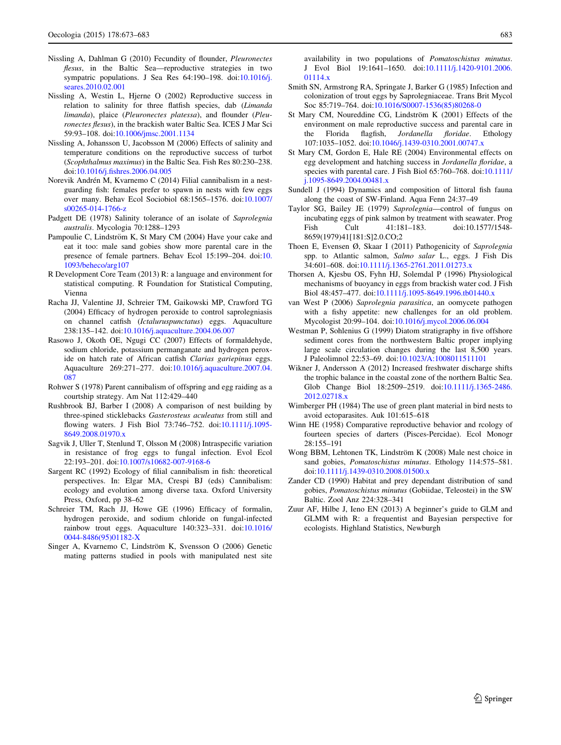Nissling A, Dahlman G (2010) Fecundity of flounder, *Pleuronectes flesus*, in the Baltic Sea—reproductive strategies in two sympatric populations. J Sea Res 64:190–198. doi:10.1016/j.seares.2010.02.001

Nissling A, Westin L, Hjerne O (2002) Reproductive success in relation to salinity for three flatfish species, dab (*Limanda limanda*), plaice (*Pleuronectes platessa*), and flounder (*Pleuronectes flesus*), in the brackish water Baltic Sea. ICES J Mar Sci 59:93–108. doi:10.1006/jmsc.2001.1134

Nissling A, Johansson U, Jacobsson M (2006) Effects of salinity and temperature conditions on the reproductive success of turbot (*Scophthalmus maximus*) in the Baltic Sea. Fish Res 80:230–238. doi:10.1016/j.fishres.2006.04.005

Norevik Andrén M, Kvarnemo C (2014) Filial cannibalism in a nest-guarding fish: females prefer to spawn in nests with few eggs over many. Behav Ecol Sociobiol 68:1565–1576. doi:10.1007/s00265-014-1766-z

Padgett DE (1978) Salinity tolerance of an isolate of *Saprolegnia australis*. Mycologia 70:1288–1293

Pampoulie C, Lindström K, St Mary CM (2004) Have your cake and eat it too: male sand gobies show more parental care in the presence of female partners. Behav Ecol 15:199–204. doi:10.1093/beheco/arg107

R Development Core Team (2013) R: a language and environment for statistical computing. R Foundation for Statistical Computing, Vienna

Racha JJ, Valentine JJ, Schreier TM, Gaikowski MP, Crawford TG (2004) Efficacy of hydrogen peroxide to control saprolegniasis on channel catfish (*Ictaluruspunctatus*) eggs. Aquaculture 238:135–142. doi:10.1016/j.aquaculture.2004.06.007

Rasowo J, Okoth OE, Ngugi CC (2007) Effects of formaldehyde, sodium chloride, potassium permanganate and hydrogen peroxide on hatch rate of African catfish *Clarias gariepinus* eggs. Aquaculture 269:271–277. doi:10.1016/j.aquaculture.2007.04.087

Rohwer S (1978) Parent cannibalism of offspring and egg raiding as a courtship strategy. Am Nat 112:429–440

Rushbrook BJ, Barber I (2008) A comparison of nest building by three-spined sticklebacks *Gasterosteus aculeatus* from still and flowing waters. J Fish Biol 73:746–752. doi:10.1111/j.1095-8649.2008.01970.x

Sagvik J, Uller T, Stenlund T, Olsson M (2008) Intraspecific variation in resistance of frog eggs to fungal infection. Evol Ecol 22:193–201. doi:10.1007/s10682-007-9168-6

Sargent RC (1992) Ecology of filial cannibalism in fish: theoretical perspectives. In: Elgar MA, Crespi BJ (eds) Cannibalism: ecology and evolution among diverse taxa. Oxford University Press, Oxford, pp 38–62

Schreier TM, Rach JJ, Howe GE (1996) Efficacy of formalin, hydrogen peroxide, and sodium chloride on fungal-infected rainbow trout eggs. Aquaculture 140:323–331. doi:10.1016/0044-8486(95)01182-X

Singer A, Kvarnemo C, Lindström K, Svensson O (2006) Genetic mating patterns studied in pools with manipulated nest site availability in two populations of *Pomatoschistus minutus*. J Evol Biol 19:1641–1650. doi:10.1111/j.1420-9101.2006.01114.x

Smith SN, Armstrong RA, Springate J, Barker G (1985) Infection and colonization of trout eggs by Saprolegniaceae. Trans Brit Mycol Soc 85:719–764. doi:10.1016/S0007-1536(85)80268-0

St Mary CM, Noureddine CG, Lindström K (2001) Effects of the environment on male reproductive success and parental care in the Florida flagfish, *Jordanella floridae*. Ethology 107:1035–1052. doi:10.1046/j.1439-0310.2001.00747.x

St Mary CM, Gordon E, Hale RE (2004) Environmental effects on egg development and hatching success in *Jordanella floridae*, a species with parental care. J Fish Biol 65:760–768. doi:10.1111/j.1095-8649.2004.00481.x

Sundell J (1994) Dynamics and composition of littoral fish fauna along the coast of SW-Finland. Aqua Fenn 24:37–49

Taylor SG, Bailey JE (1979) *Saprolegnia*—control of fungus on incubating eggs of pink salmon by treatment with seawater. Prog Fish Cult 41:181–183. doi:10.1577/1548-8659(1979)41[181:S]2.0.CO;2

Thoen E, Evensen Ø, Skaar I (2011) Pathogenicity of *Saprolegnia* spp. to Atlantic salmon, *Salmo salar* L., eggs. J Fish Dis 34:601–608. doi:10.1111/j.1365-2761.2011.01273.x

Thorsen A, Kjesbu OS, Fyhn HJ, Solemdal P (1996) Physiological mechanisms of buoyancy in eggs from brackish water cod. J Fish Biol 48:457–477. doi:10.1111/j.1095-8649.1996.tb01440.x

van West P (2006) *Saprolegnia parasitica*, an oomycete pathogen with a fishy appetite: new challenges for an old problem. Mycologist 20:99–104. doi:10.1016/j.mycol.2006.06.004

Westman P, Sohlenius G (1999) Diatom stratigraphy in five offshore sediment cores from the northwestern Baltic proper implying large scale circulation changes during the last 8,500 years. J Paleolimnol 22:53–69. doi:10.1023/A:1008011511101

Wikner J, Andersson A (2012) Increased freshwater discharge shifts the trophic balance in the coastal zone of the northern Baltic Sea. Glob Change Biol 18:2509–2519. doi:10.1111/j.1365-2486.2012.02718.x

Wimberger PH (1984) The use of green plant material in bird nests to avoid ectoparasites. Auk 101:615–618

Winn HE (1958) Comparative reproductive behavior and rcology of fourteen species of darters (Pisces-Percidae). Ecol Monogr 28:155–191

Wong BBM, Lehtonen TK, Lindström K (2008) Male nest choice in sand gobies, *Pomatoschistus minutus*. Ethology 114:575–581. doi:10.1111/j.1439-0310.2008.01500.x

Zander CD (1990) Habitat and prey dependant distribution of sand gobies, *Pomatoschistus minutus* (Gobiidae, Teleostei) in the SW Baltic. Zool Anz 224:328–341

Zuur AF, Hilbe J, Ieno EN (2013) A beginner's guide to GLM and GLMM with R: a frequentist and Bayesian perspective for ecologists. Highland Statistics, Newburgh